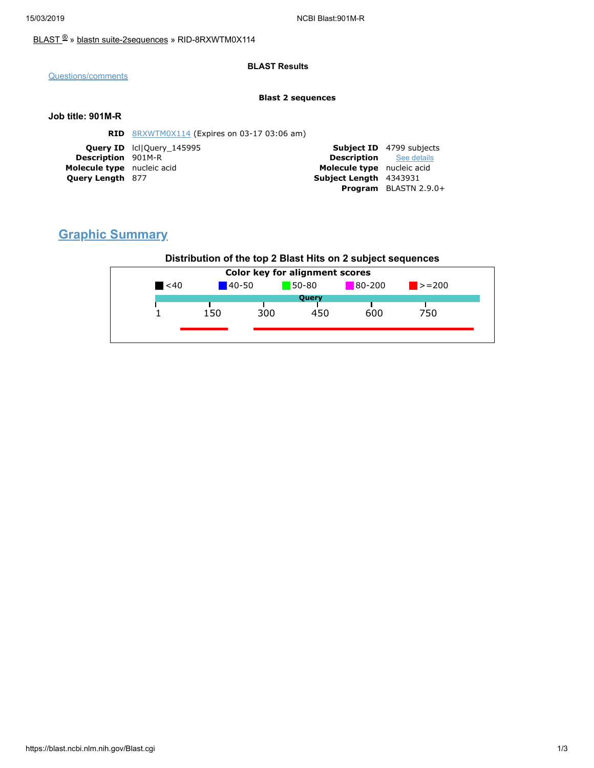BLAST ® » blastn suite-2sequences » RID-8RXWTM0X114

**BLAST Results**

Questions/comments

**Blast 2 sequences**

**Job title: 901M-R**

**RID** 8RXWTM0X114 (Expires on 03-17 03:06 am)

| | | | |
|---|---|---|---|
| **Query ID** | lcl\|Query_145995 | **Subject ID** | 4799 subjects |
| **Description** | 901M-R | **Description** | See details |
| **Molecule type** | nucleic acid | **Molecule type** | nucleic acid |
| **Query Length** | 877 | **Subject Length** | 4343931 |
| | | **Program** | BLASTN 2.9.0+ |

## Graphic Summary

**Distribution of the top 2 Blast Hits on 2 subject sequences**

Color key for alignment scores

<40 | 40-50 | 50-80 | 80-200 | >=200

Query

1 150 300 450 600 750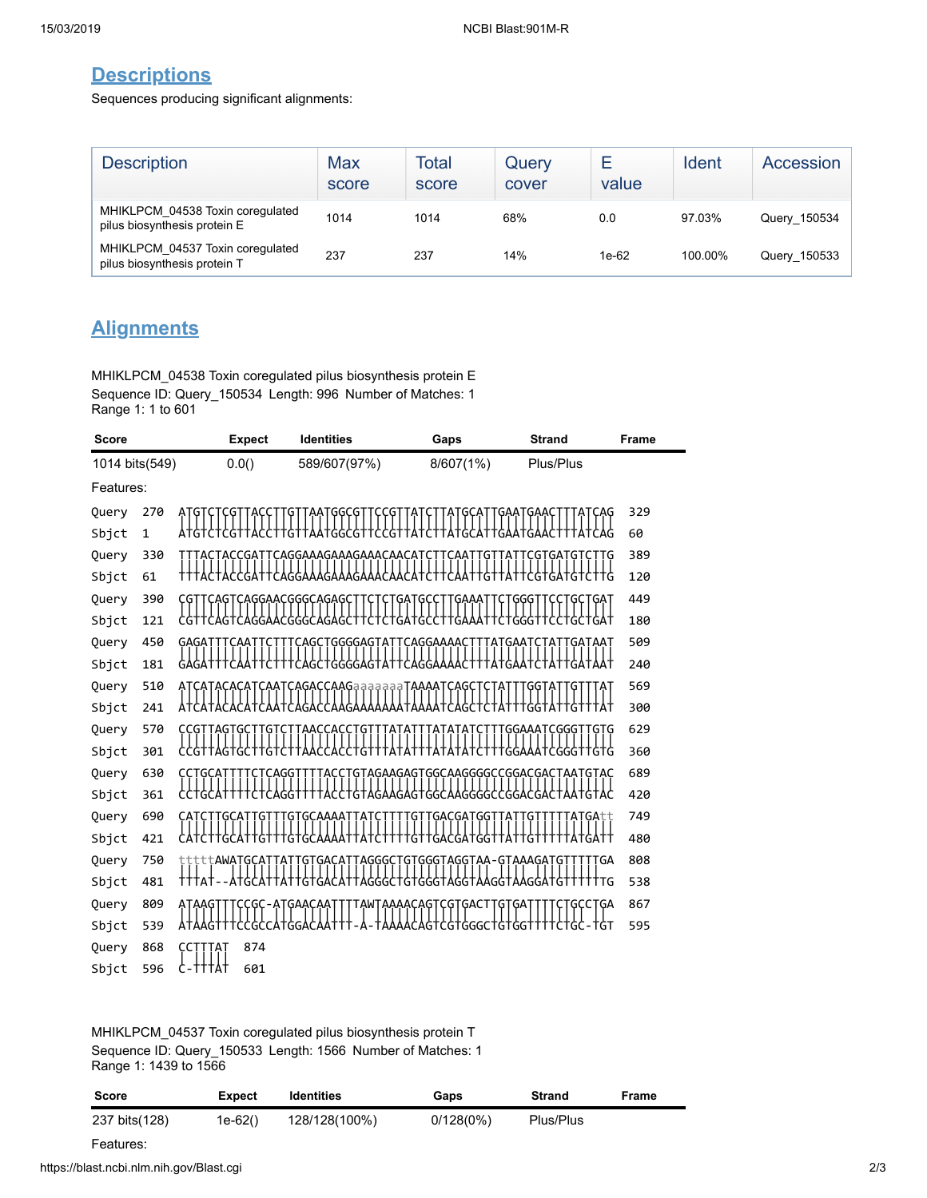## Descriptions

Sequences producing significant alignments:

| Description | Max score | Total score | Query cover | E value | Ident | Accession |
|---|---|---|---|---|---|---|
| MHIKLPCM_04538 Toxin coregulated pilus biosynthesis protein E | 1014 | 1014 | 68% | 0.0 | 97.03% | Query_150534 |
| MHIKLPCM_04537 Toxin coregulated pilus biosynthesis protein T | 237 | 237 | 14% | 1e-62 | 100.00% | Query_150533 |

## Alignments

MHIKLPCM_04538 Toxin coregulated pilus biosynthesis protein E
Sequence ID: Query_150534 Length: 996 Number of Matches: 1
Range 1: 1 to 601

| Score | Expect | Identities | Gaps | Strand | Frame |
|---|---|---|---|---|---|
| 1014 bits(549) | 0.0() | 589/607(97%) | 8/607(1%) | Plus/Plus | |

Features:

```
Query  270   ATGTCTCGTTACCTTGTTAATGGCGTTCCGTTATCTTATGCATTGAATGAACTTTATCAG  329
Sbjct  1     ATGTCTCGTTACCTTGTTAATGGCGTTCCGTTATCTTATGCATTGAATGAACTTTATCAG  60
Query  330   TTTACTACCGATTCAGGAAAGAAAGAAACAACATCTTCAATTGTTATTCGTGATGTCTTG  389
Sbjct  61    TTTACTACCGATTCAGGAAAGAAAGAAACAACATCTTCAATTGTTATTCGTGATGTCTTG  120
Query  390   CGTTCAGTCAGGAACGGGCAGAGCTTCTCTGATGCCTTGAAATTCTGGGTTCCTGCTGAT  449
Sbjct  121   CGTTCAGTCAGGAACGGGCAGAGCTTCTCTGATGCCTTGAAATTCTGGGTTCCTGCTGAT  180
Query  450   GAGATTTCAATTCTTTCAGCTGGGGAGTATTCAGGAAAACTTTATGAATCTATTGATAAT  509
Sbjct  181   GAGATTTCAATTCTTTCAGCTGGGGAGTATTCAGGAAAACTTTATGAATCTATTGATAAT  240
Query  510   ATCATACACATCAATCAGACCAAGaaaaaaaTAAAATCAGCTCTATTTGGTATTGTTTAT  569
Sbjct  241   ATCATACACATCAATCAGACCAAGAAAAAAATAAAATCAGCTCTATTTGGTATTGTTTAT  300
Query  570   CCGTTAGTGCTTGTCTTAACCACCTGTTTATATTTATATATCTTTGGAAATCGGGTTGTG  629
Sbjct  301   CCGTTAGTGCTTGTCTTAACCACCTGTTTATATTTATATATCTTTGGAAATCGGGTTGTG  360
Query  630   CCTGCATTTTCTCAGGTTTTACCTGTAGAAGAGTGGCAAGGGGCCGGACGACTAATGTAC  689
Sbjct  361   CCTGCATTTTCTCAGGTTTTACCTGTAGAAGAGTGGCAAGGGGCCGGACGACTAATGTAC  420
Query  690   CATCTTGCATTGTTTGTGCAAAATTATCTTTTGTTGACGATGGTTATTGTTTTTATGAtt  749
Sbjct  421   CATCTTGCATTGTTTGTGCAAAATTATCTTTTGTTGACGATGGTTATTGTTTTTATGATT  480
Query  750   tttttAWATGCATTATTGTGACATTAGGGCTGTGGGTAGGTAA-GTAAAGATGTTTTTGA  808
Sbjct  481   TTTAT--ATGCATTATTGTGACATTAGGGCTGTGGGTAGGTAAGGTAAGGATGTTTTTTG  538
Query  809   ATAAGTTTCCGC-ATGAACAATTTTAWTAAAACAGTCGTGACTTGTGATTTTCTGCCTGA  867
Sbjct  539   ATAAGTTTCCGCCATGGACAATTTT-A-TAAAACAGTCGTGGGCTGTGGTTTTCTGC-TGT  595
Query  868   CCTTTAT  874
Sbjct  596   C-TTTAT  601
```

MHIKLPCM_04537 Toxin coregulated pilus biosynthesis protein T
Sequence ID: Query_150533 Length: 1566 Number of Matches: 1
Range 1: 1439 to 1566

| Score | Expect | Identities | Gaps | Strand | Frame |
|---|---|---|---|---|---|
| 237 bits(128) | 1e-62() | 128/128(100%) | 0/128(0%) | Plus/Plus | |

Features: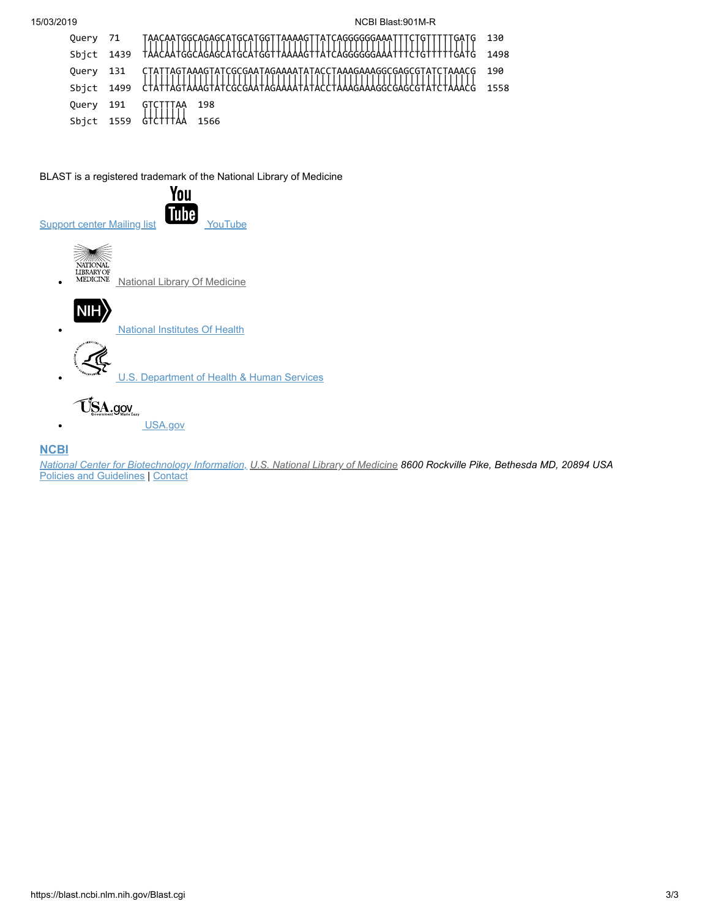```
Query  71    TAACAATGGCAGAGCATGCATGGTTAAAAGTTATCAGGGGGGAAATTTCTGTTTTTGATG  130
             ||||||||||||||||||||||||||||||||||||||||||||||||||||||||||||
Sbjct  1439  TAACAATGGCAGAGCATGCATGGTTAAAAGTTATCAGGGGGGAAATTTCTGTTTTTGATG  1498

Query  131   CTATTAGTAAAGTATCGCGAATAGAAAATATACCTAAAGAAAGGCGAGCGTATCTAAACG  190
             ||||||||||||||||||||||||||||||||||||||||||||||||||||||||||||
Sbjct  1499  CTATTAGTAAAGTATCGCGAATAGAAAATATACCTAAAGAAAGGCGAGCGTATCTAAACG  1558

Query  191   GTCTTTAA  198
             ||||||||
Sbjct  1559  GTCTTTAA  1566
```

BLAST is a registered trademark of the National Library of Medicine

[Support center](https://blast.ncbi.nlm.nih.gov/Blast.cgi) [Mailing list](https://blast.ncbi.nlm.nih.gov/Blast.cgi) [YouTube](https://blast.ncbi.nlm.nih.gov/Blast.cgi)

- National Library Of Medicine
- National Institutes Of Health
- U.S. Department of Health & Human Services
- USA.gov

## NCBI

*National Center for Biotechnology Information, U.S. National Library of Medicine 8600 Rockville Pike, Bethesda MD, 20894 USA*
Policies and Guidelines | Contact